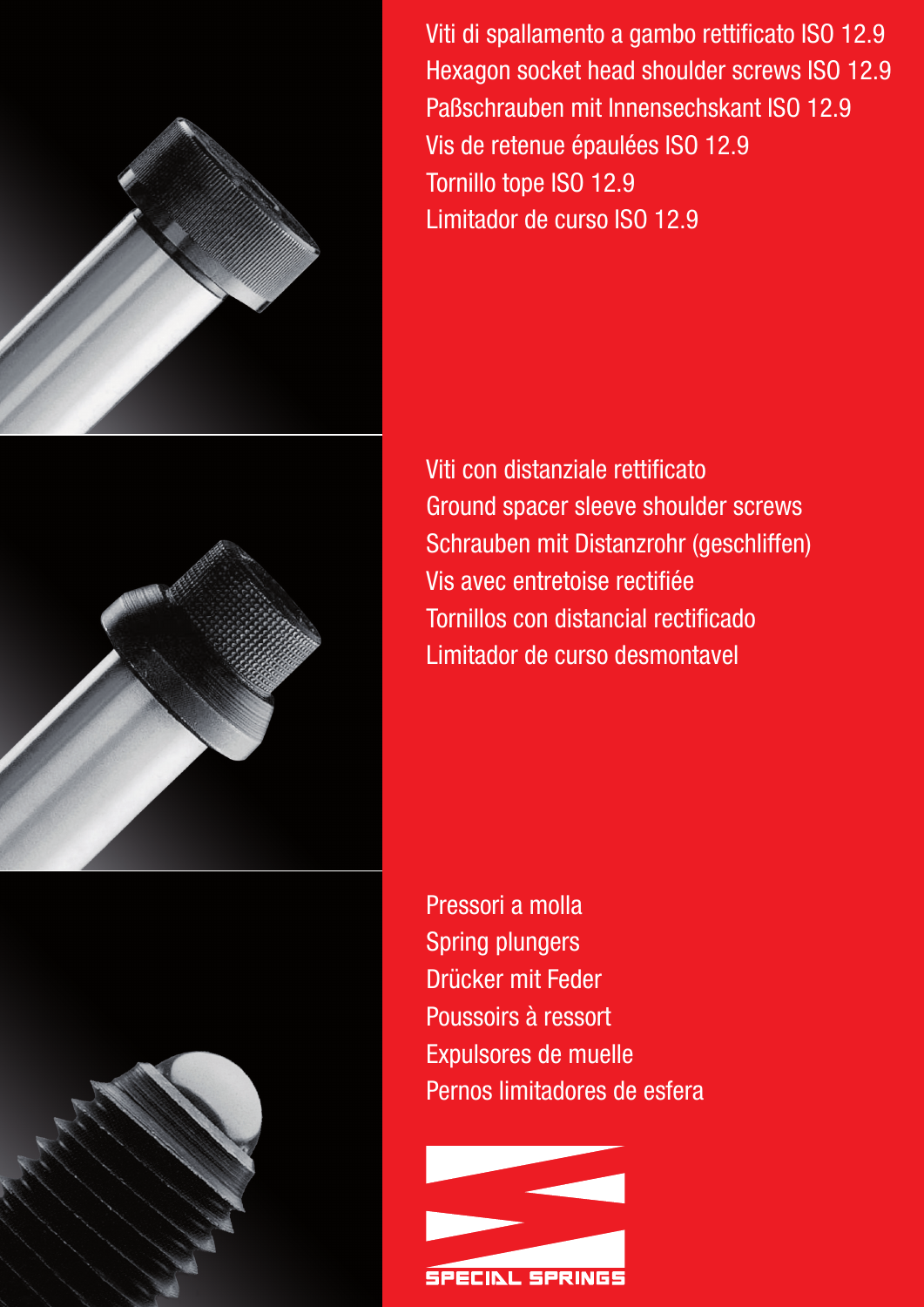Viti di spallamento a gambo rettificato ISO 12.9
Hexagon socket head shoulder screws ISO 12.9
Paßschrauben mit Innensechskant ISO 12.9
Vis de retenue épaulées ISO 12.9
Tornillo tope ISO 12.9
Limitador de curso ISO 12.9

Viti con distanziale rettificato
Ground spacer sleeve shoulder screws
Schrauben mit Distanzrohr (geschliffen)
Vis avec entretoise rectifiée
Tornillos con distancial rectificado
Limitador de curso desmontavel

Pressori a molla
Spring plungers
Drücker mit Feder
Poussoirs à ressort
Expulsores de muelle
Pernos limitadores de esfera

SPECIAL SPRINGS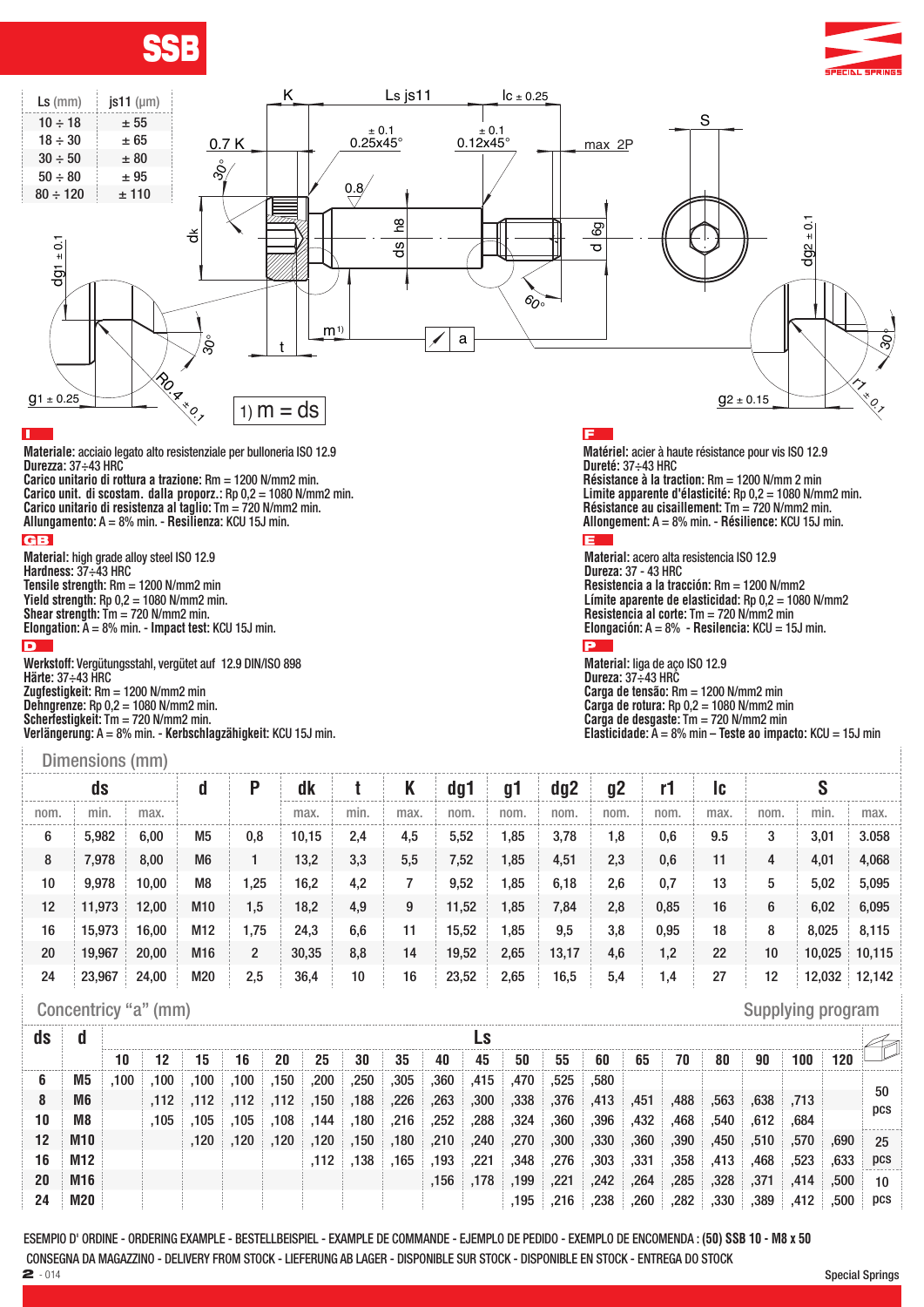# SSB

| Ls (mm) | js11 (µm) |
|---|---|
| 10 ÷ 18 | ± 55 |
| 18 ÷ 30 | ± 65 |
| 30 ÷ 50 | ± 80 |
| 50 ÷ 80 | ± 95 |
| 80 ÷ 120 | ± 110 |

1) m = ds

**I**

**Materiale:** acciaio legato alto resistenziale per bulloneria ISO 12.9
**Durezza:** 37÷43 HRC
**Carico unitario di rottura a trazione:** Rm = 1200 N/mm2 min.
**Carico unit. di scostam. dalla proporz.:** Rp 0,2 = 1080 N/mm2 min.
**Carico unitario di resistenza al taglio:** Tm = 720 N/mm2 min.
**Allungamento:** A = 8% min. - **Resilienza:** KCU 15J min.

**GB**

**Material:** high grade alloy steel ISO 12.9
**Hardness:** 37÷43 HRC
**Tensile strength:** Rm = 1200 N/mm2 min
**Yield strength:** Rp 0,2 = 1080 N/mm2 min.
**Shear strength:** Tm = 720 N/mm2 min.
**Elongation:** A = 8% min. - **Impact test:** KCU 15J min.

**D**

**Werkstoff:** Vergütungsstahl, vergütet auf 12.9 DIN/ISO 898
**Härte:** 37÷43 HRC
**Zugfestigkeit:** Rm = 1200 N/mm2 min
**Dehngrenze:** Rp 0,2 = 1080 N/mm2 min.
**Scherfestigkeit:** Tm = 720 N/mm2 min.
**Verlängerung:** A = 8% min. - **Kerbschlagzähigkeit:** KCU 15J min.

**F**

**Matériel:** acier à haute résistance pour vis ISO 12.9
**Dureté:** 37÷43 HRC
**Résistance à la traction:** Rm = 1200 N/mm 2 min
**Limite apparente d'élasticité:** Rp 0,2 = 1080 N/mm2 min.
**Résistance au cisaillement:** Tm = 720 N/mm2 min.
**Allongement:** A = 8% min. - **Résilience:** KCU 15J min.

**E**

**Material:** acero alta resistencia ISO 12.9
**Dureza:** 37 - 43 HRC
**Resistencia a la tracción:** Rm = 1200 N/mm2
**Límite aparente de elasticidad:** Rp 0,2 = 1080 N/mm2
**Resistencia al corte:** Tm = 720 N/mm2 min
**Elongación:** A = 8% - **Resilencia:** KCU = 15J min.

**P**

**Material:** liga de aço ISO 12.9
**Dureza:** 37÷43 HRC
**Carga de tensão:** Rm = 1200 N/mm2 min
**Carga de rotura:** Rp 0,2 = 1080 N/mm2 min
**Carga de desgaste:** Tm = 720 N/mm2 min
**Elasticidade:** A = 8% min – **Teste ao impacto:** KCU = 15J min

## Dimensions (mm)

| ds | | | d | P | dk | t | K | dg1 | g1 | dg2 | g2 | r1 | lc | S | | |
|---|---|---|---|---|---|---|---|---|---|---|---|---|---|---|---|---|
| nom. | min. | max. | | | max. | min. | max. | nom. | nom. | nom. | nom. | nom. | max. | nom. | min. | max. |
| 6 | 5,982 | 6,00 | M5 | 0,8 | 10,15 | 2,4 | 4,5 | 5,52 | 1,85 | 3,78 | 1,8 | 0,6 | 9.5 | 3 | 3,01 | 3.058 |
| 8 | 7,978 | 8,00 | M6 | 1 | 13,2 | 3,3 | 5,5 | 7,52 | 1,85 | 4,51 | 2,3 | 0,6 | 11 | 4 | 4,01 | 4,068 |
| 10 | 9,978 | 10,00 | M8 | 1,25 | 16,2 | 4,2 | 7 | 9,52 | 1,85 | 6,18 | 2,6 | 0,7 | 13 | 5 | 5,02 | 5,095 |
| 12 | 11,973 | 12,00 | M10 | 1,5 | 18,2 | 4,9 | 9 | 11,52 | 1,85 | 7,84 | 2,8 | 0,85 | 16 | 6 | 6,02 | 6,095 |
| 16 | 15,973 | 16,00 | M12 | 1,75 | 24,3 | 6,6 | 11 | 15,52 | 1,85 | 9,5 | 3,8 | 0,95 | 18 | 8 | 8,025 | 8,115 |
| 20 | 19,967 | 20,00 | M16 | 2 | 30,35 | 8,8 | 14 | 19,52 | 2,65 | 13,17 | 4,6 | 1,2 | 22 | 10 | 10,025 | 10,115 |
| 24 | 23,967 | 24,00 | M20 | 2,5 | 36,4 | 10 | 16 | 23,52 | 2,65 | 16,5 | 5,4 | 1,4 | 27 | 12 | 12,032 | 12,142 |

## Concentricity "a" (mm) — Supplying program

| ds | d | Ls | | | | | | | | | | | | | | | | | | | |
|---|---|---|---|---|---|---|---|---|---|---|---|---|---|---|---|---|---|---|---|---|---|
| | | 10 | 12 | 15 | 16 | 20 | 25 | 30 | 35 | 40 | 45 | 50 | 55 | 60 | 65 | 70 | 80 | 90 | 100 | 120 | |
| 6 | M5 | ,100 | ,100 | ,100 | ,100 | ,150 | ,200 | ,250 | ,305 | ,360 | ,415 | ,470 | ,525 | ,580 | | | | | | | 50 pcs |
| 8 | M6 | | ,112 | ,112 | ,112 | ,112 | ,150 | ,188 | ,226 | ,263 | ,300 | ,338 | ,376 | ,413 | ,451 | ,488 | ,563 | ,638 | ,713 | | |
| 10 | M8 | | ,105 | ,105 | ,105 | ,108 | ,144 | ,180 | ,216 | ,252 | ,288 | ,324 | ,360 | ,396 | ,432 | ,468 | ,540 | ,612 | ,684 | | |
| 12 | M10 | | | ,120 | ,120 | ,120 | ,120 | ,150 | ,180 | ,210 | ,240 | ,270 | ,300 | ,330 | ,360 | ,390 | ,450 | ,510 | ,570 | ,690 | 25 pcs |
| 16 | M12 | | | | | | ,112 | ,138 | ,165 | ,193 | ,221 | ,348 | ,276 | ,303 | ,331 | ,358 | ,413 | ,468 | ,523 | ,633 | |
| 20 | M16 | | | | | | | | | ,156 | ,178 | ,199 | ,221 | ,242 | ,264 | ,285 | ,328 | ,371 | ,414 | ,500 | 10 pcs |
| 24 | M20 | | | | | | | | | | | ,195 | ,216 | ,238 | ,260 | ,282 | ,330 | ,389 | ,412 | ,500 | |

ESEMPIO D' ORDINE - ORDERING EXAMPLE - BESTELLBEISPIEL - EXAMPLE DE COMMANDE - EJEMPLO DE PEDIDO - EXEMPLO DE ENCOMENDA : **(50) SSB 10 - M8 x 50**

CONSEGNA DA MAGAZZINO - DELIVERY FROM STOCK - LIEFERUNG AB LAGER - DISPONIBLE SUR STOCK - DISPONIBLE EN STOCK - ENTREGA DO STOCK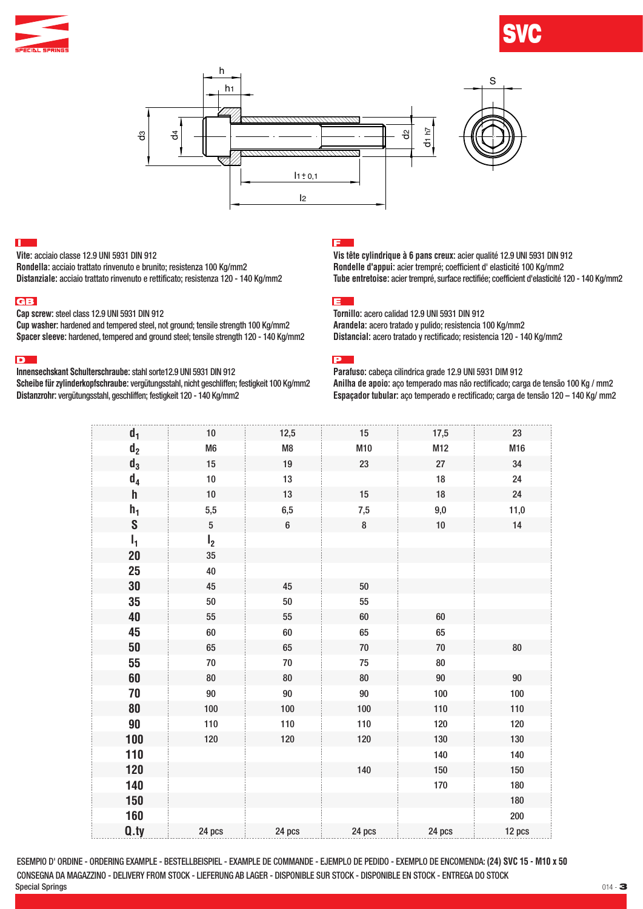# SVC

## I

**Vite:** acciaio classe 12.9 UNI 5931 DIN 912
**Rondella:** acciaio trattato rinvenuto e brunito; resistenza 100 Kg/mm2
**Distanziale:** acciaio trattato rinvenuto e rettificato; resistenza 120 - 140 Kg/mm2

## GB

**Cap screw:** steel class 12.9 UNI 5931 DIN 912
**Cup washer:** hardened and tempered steel, not ground; tensile strength 100 Kg/mm2
**Spacer sleeve:** hardened, tempered and ground steel; tensile strength 120 - 140 Kg/mm2

## D

**Innensechskant Schulterschraube:** stahl sorte12.9 UNI 5931 DIN 912
**Scheibe für zylinderkopfschraube:** vergütungsstahl, nicht geschliffen; festigkeit 100 Kg/mm2
**Distanzrohr:** vergütungsstahl, geschliffen; festigkeit 120 - 140 Kg/mm2

## F

**Vis tête cylindrique à 6 pans creux:** acier qualité 12.9 UNI 5931 DIN 912
**Rondelle d'appui:** acier trempré; coefficient d' elasticité 100 Kg/mm2
**Tube entretoise:** acier trempré, surface rectifiée; coefficient d'elasticité 120 - 140 Kg/mm2

## E

**Tornillo:** acero calidad 12.9 UNI 5931 DIN 912
**Arandela:** acero tratado y pulido; resistencia 100 Kg/mm2
**Distancial:** acero tratado y rectificado; resistencia 120 - 140 Kg/mm2

## P

**Parafuso:** cabeça cilindrica grade 12.9 UNI 5931 DIM 912
**Anilha de apoio:** aço temperado mas não rectificado; carga de tensão 100 Kg / mm2
**Espaçador tubular:** aço temperado e rectificado; carga de tensão 120 – 140 Kg/ mm2

| $d_1$ | 10 | 12,5 | 15 | 17,5 | 23 |
|---|---|---|---|---|---|
| $d_2$ | M6 | M8 | M10 | M12 | M16 |
| $d_3$ | 15 | 19 | 23 | 27 | 34 |
| $d_4$ | 10 | 13 | | 18 | 24 |
| h | 10 | 13 | 15 | 18 | 24 |
| $h_1$ | 5,5 | 6,5 | 7,5 | 9,0 | 11,0 |
| S | 5 | 6 | 8 | 10 | 14 |
| $l_1$ | $l_2$ | | | | |
| 20 | 35 | | | | |
| 25 | 40 | | | | |
| 30 | 45 | 45 | 50 | | |
| 35 | 50 | 50 | 55 | | |
| 40 | 55 | 55 | 60 | 60 | |
| 45 | 60 | 60 | 65 | 65 | |
| 50 | 65 | 65 | 70 | 70 | 80 |
| 55 | 70 | 70 | 75 | 80 | |
| 60 | 80 | 80 | 80 | 90 | 90 |
| 70 | 90 | 90 | 90 | 100 | 100 |
| 80 | 100 | 100 | 100 | 110 | 110 |
| 90 | 110 | 110 | 110 | 120 | 120 |
| 100 | 120 | 120 | 120 | 130 | 130 |
| 110 | | | | 140 | 140 |
| 120 | | | 140 | 150 | 150 |
| 140 | | | | 170 | 180 |
| 150 | | | | | 180 |
| 160 | | | | | 200 |
| Q.ty | 24 pcs | 24 pcs | 24 pcs | 24 pcs | 12 pcs |

ESEMPIO D' ORDINE - ORDERING EXAMPLE - BESTELLBEISPIEL - EXAMPLE DE COMMANDE - EJEMPLO DE PEDIDO - EXEMPLO DE ENCOMENDA: **(24) SVC 15 - M10 x 50**

CONSEGNA DA MAGAZZINO - DELIVERY FROM STOCK - LIEFERUNG AB LAGER - DISPONIBLE SUR STOCK - DISPONIBLE EN STOCK - ENTREGA DO STOCK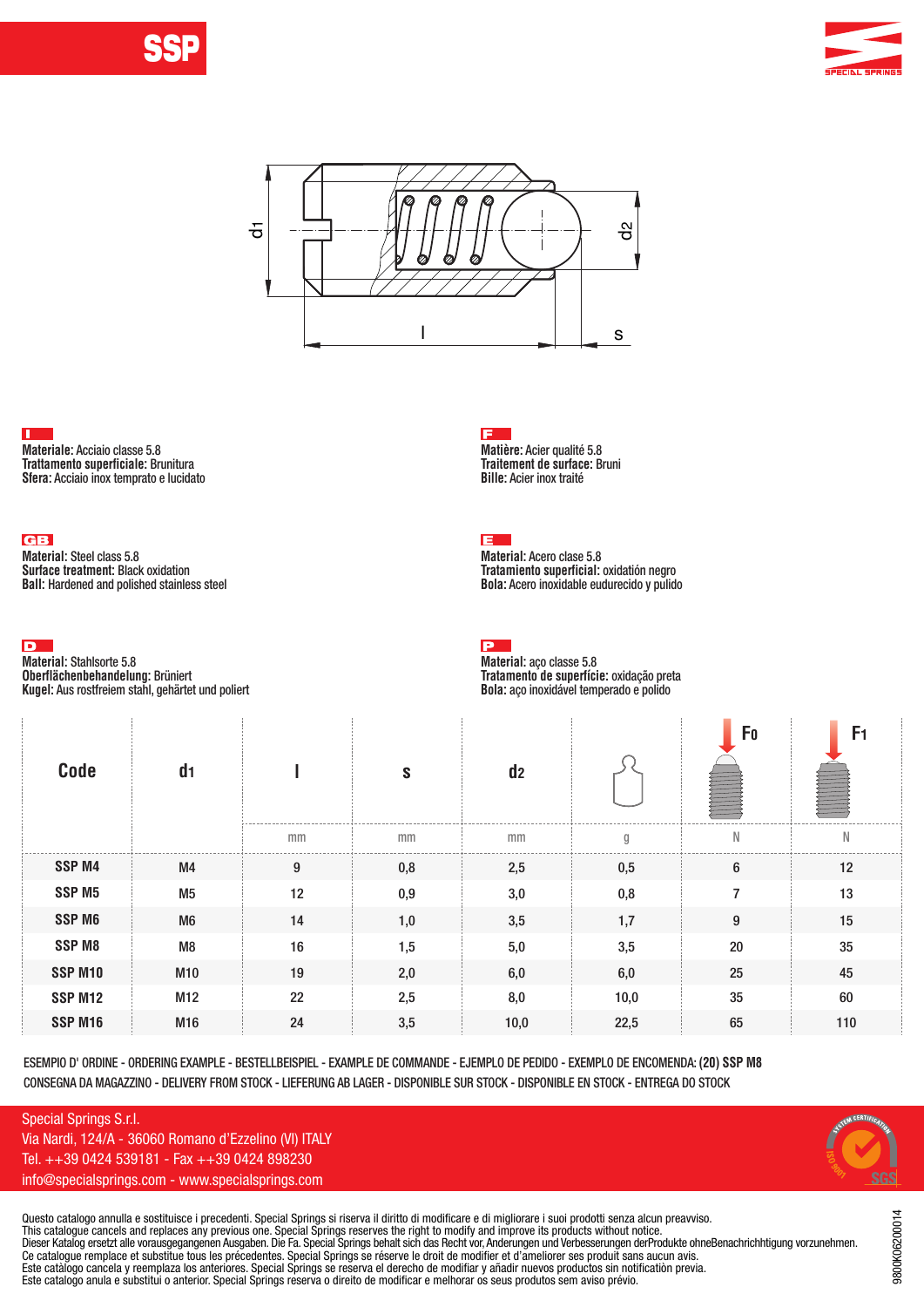# SSP

d1 d2 l s

**I**

**Materiale:** Acciaio classe 5.8
**Trattamento superficiale:** Brunitura
**Sfera:** Acciaio inox temprato e lucidato

**F**

**Matière:** Acier qualité 5.8
**Traitement de surface:** Bruni
**Bille:** Acier inox traité

**GB**

**Material:** Steel class 5.8
**Surface treatment:** Black oxidation
**Ball:** Hardened and polished stainless steel

**E**

**Material:** Acero clase 5.8
**Tratamiento superficial:** oxidatión negro
**Bola:** Acero inoxidable euduercido y pulido

**D**

**Material:** Stahlsorte 5.8
**Oberflächenbehandelung:** Brüniert
**Kugel:** Aus rostfreiem stahl, gehärtet und poliert

**P**

**Material:** aço classe 5.8
**Tratamento de superfície:** oxidação preta
**Bola:** aço inoxidável temperado e polido

| Code | $d_1$ | l | s | $d_2$ | | $F_0$ | $F_1$ |
|---|---|---|---|---|---|---|---|
| | | mm | mm | mm | g | N | N |
| SSP M4 | M4 | 9 | 0,8 | 2,5 | 0,5 | 6 | 12 |
| SSP M5 | M5 | 12 | 0,9 | 3,0 | 0,8 | 7 | 13 |
| SSP M6 | M6 | 14 | 1,0 | 3,5 | 1,7 | 9 | 15 |
| SSP M8 | M8 | 16 | 1,5 | 5,0 | 3,5 | 20 | 35 |
| SSP M10 | M10 | 19 | 2,0 | 6,0 | 6,0 | 25 | 45 |
| SSP M12 | M12 | 22 | 2,5 | 8,0 | 10,0 | 35 | 60 |
| SSP M16 | M16 | 24 | 3,5 | 10,0 | 22,5 | 65 | 110 |

ESEMPIO D' ORDINE - ORDERING EXAMPLE - BESTELLBEISPIEL - EXAMPLE DE COMMANDE - EJEMPLO DE PEDIDO - EXEMPLO DE ENCOMENDA: **(20) SSP M8**

CONSEGNA DA MAGAZZINO - DELIVERY FROM STOCK - LIEFERUNG AB LAGER - DISPONIBLE SUR STOCK - DISPONIBLE EN STOCK - ENTREGA DO STOCK

Special Springs S.r.l.
Via Nardi, 124/A - 36060 Romano d'Ezzelino (VI) ITALY
Tel. ++39 0424 539181 - Fax ++39 0424 898230
info@specialsprings.com - www.specialsprings.com

Questo catalogo annulla e sostituisce i precedenti. Special Springs si riserva il diritto di modificare e di migliorare i suoi prodotti senza alcun preavviso.
This catalogue cancels and replaces any previous one. Special Springs reserves the right to modify and improve its products without notice.
Dieser Katalog ersetzt alle vorausgegangenen Ausgaben. Die Fa. Special Springs behalt sich das Recht vor, Anderungen und Verbesserungen derProdukte ohneBenachrichhtigung vorzunehmen.
Ce catalogue remplace et substitue tous les précedentes. Special Springs se réserve le droit de modifier et d'ameliorer ses produit sans aucun avis.
Este catálogo cancela y reemplaza los anteriores. Special Springs se reserva el derecho de modificar y añadir nuevos productos sin notificatión previa.
Este catalogo anula e substitui o anterior. Special Springs reserva o direito de modificar e melhorar os seus produtos sem aviso prévio.

9800K0620014